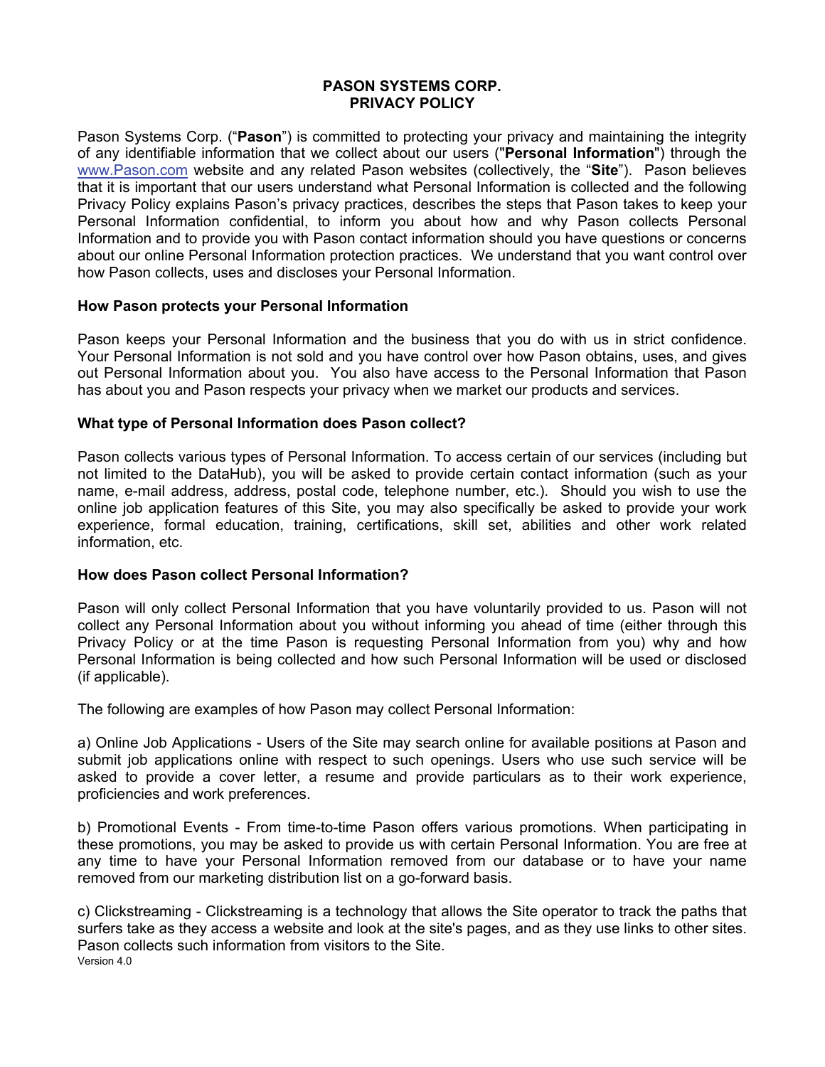# PASON SYSTEMS CORP.
# PRIVACY POLICY

Pason Systems Corp. ("**Pason**") is committed to protecting your privacy and maintaining the integrity of any identifiable information that we collect about our users ("**Personal Information**") through the www.Pason.com website and any related Pason websites (collectively, the "**Site**"). Pason believes that it is important that our users understand what Personal Information is collected and the following Privacy Policy explains Pason's privacy practices, describes the steps that Pason takes to keep your Personal Information confidential, to inform you about how and why Pason collects Personal Information and to provide you with Pason contact information should you have questions or concerns about our online Personal Information protection practices. We understand that you want control over how Pason collects, uses and discloses your Personal Information.

## How Pason protects your Personal Information

Pason keeps your Personal Information and the business that you do with us in strict confidence. Your Personal Information is not sold and you have control over how Pason obtains, uses, and gives out Personal Information about you. You also have access to the Personal Information that Pason has about you and Pason respects your privacy when we market our products and services.

## What type of Personal Information does Pason collect?

Pason collects various types of Personal Information. To access certain of our services (including but not limited to the DataHub), you will be asked to provide certain contact information (such as your name, e-mail address, address, postal code, telephone number, etc.). Should you wish to use the online job application features of this Site, you may also specifically be asked to provide your work experience, formal education, training, certifications, skill set, abilities and other work related information, etc.

## How does Pason collect Personal Information?

Pason will only collect Personal Information that you have voluntarily provided to us. Pason will not collect any Personal Information about you without informing you ahead of time (either through this Privacy Policy or at the time Pason is requesting Personal Information from you) why and how Personal Information is being collected and how such Personal Information will be used or disclosed (if applicable).

The following are examples of how Pason may collect Personal Information:

a) Online Job Applications - Users of the Site may search online for available positions at Pason and submit job applications online with respect to such openings. Users who use such service will be asked to provide a cover letter, a resume and provide particulars as to their work experience, proficiencies and work preferences.

b) Promotional Events - From time-to-time Pason offers various promotions. When participating in these promotions, you may be asked to provide us with certain Personal Information. You are free at any time to have your Personal Information removed from our database or to have your name removed from our marketing distribution list on a go-forward basis.

c) Clickstreaming - Clickstreaming is a technology that allows the Site operator to track the paths that surfers take as they access a website and look at the site's pages, and as they use links to other sites. Pason collects such information from visitors to the Site.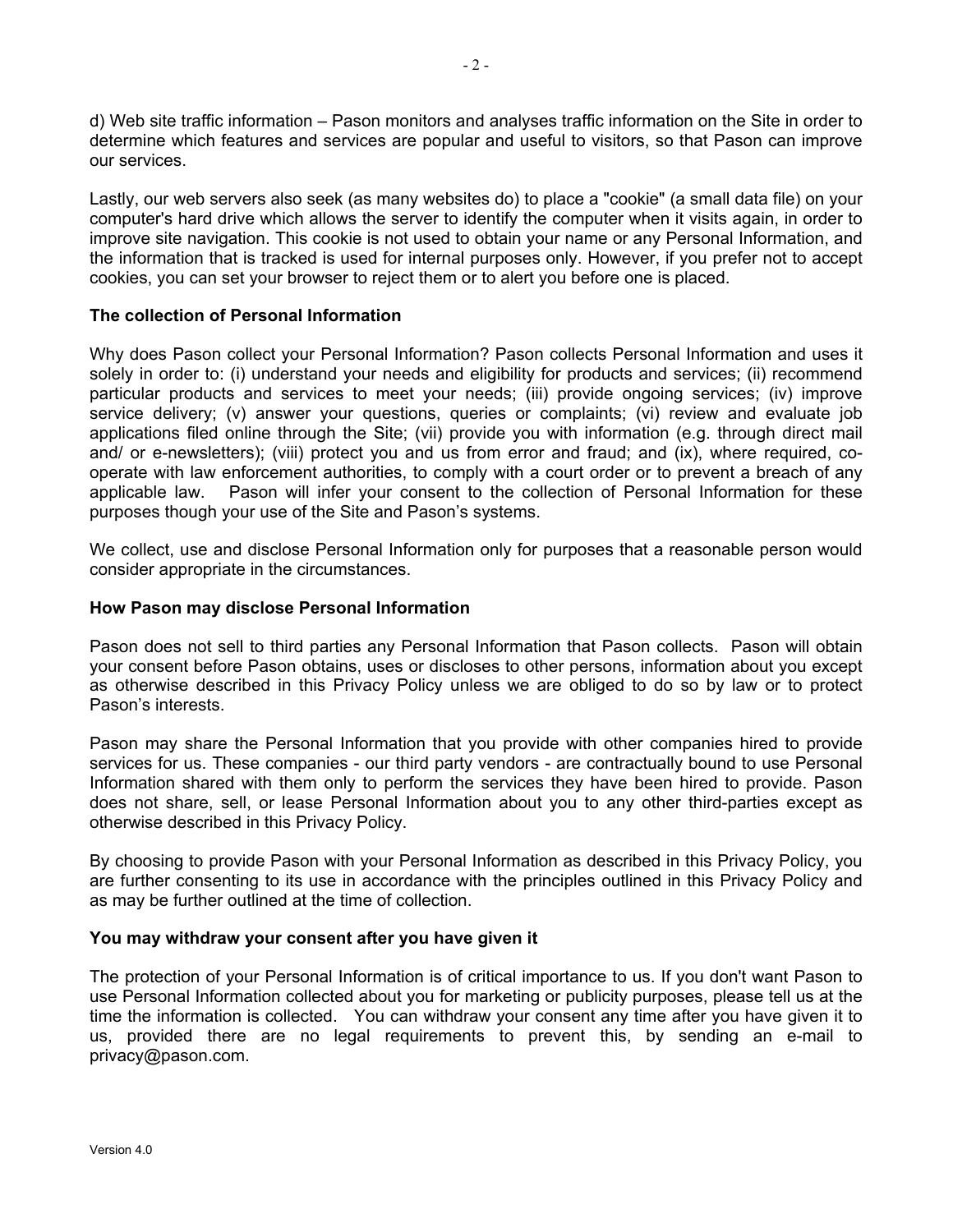d) Web site traffic information – Pason monitors and analyses traffic information on the Site in order to determine which features and services are popular and useful to visitors, so that Pason can improve our services.

Lastly, our web servers also seek (as many websites do) to place a "cookie" (a small data file) on your computer's hard drive which allows the server to identify the computer when it visits again, in order to improve site navigation. This cookie is not used to obtain your name or any Personal Information, and the information that is tracked is used for internal purposes only. However, if you prefer not to accept cookies, you can set your browser to reject them or to alert you before one is placed.

**The collection of Personal Information**

Why does Pason collect your Personal Information? Pason collects Personal Information and uses it solely in order to: (i) understand your needs and eligibility for products and services; (ii) recommend particular products and services to meet your needs; (iii) provide ongoing services; (iv) improve service delivery; (v) answer your questions, queries or complaints; (vi) review and evaluate job applications filed online through the Site; (vii) provide you with information (e.g. through direct mail and/ or e-newsletters); (viii) protect you and us from error and fraud; and (ix), where required, co-operate with law enforcement authorities, to comply with a court order or to prevent a breach of any applicable law. Pason will infer your consent to the collection of Personal Information for these purposes though your use of the Site and Pason's systems.

We collect, use and disclose Personal Information only for purposes that a reasonable person would consider appropriate in the circumstances.

**How Pason may disclose Personal Information**

Pason does not sell to third parties any Personal Information that Pason collects. Pason will obtain your consent before Pason obtains, uses or discloses to other persons, information about you except as otherwise described in this Privacy Policy unless we are obliged to do so by law or to protect Pason's interests.

Pason may share the Personal Information that you provide with other companies hired to provide services for us. These companies - our third party vendors - are contractually bound to use Personal Information shared with them only to perform the services they have been hired to provide. Pason does not share, sell, or lease Personal Information about you to any other third-parties except as otherwise described in this Privacy Policy.

By choosing to provide Pason with your Personal Information as described in this Privacy Policy, you are further consenting to its use in accordance with the principles outlined in this Privacy Policy and as may be further outlined at the time of collection.

**You may withdraw your consent after you have given it**

The protection of your Personal Information is of critical importance to us. If you don't want Pason to use Personal Information collected about you for marketing or publicity purposes, please tell us at the time the information is collected. You can withdraw your consent any time after you have given it to us, provided there are no legal requirements to prevent this, by sending an e-mail to privacy@pason.com.

Version 4.0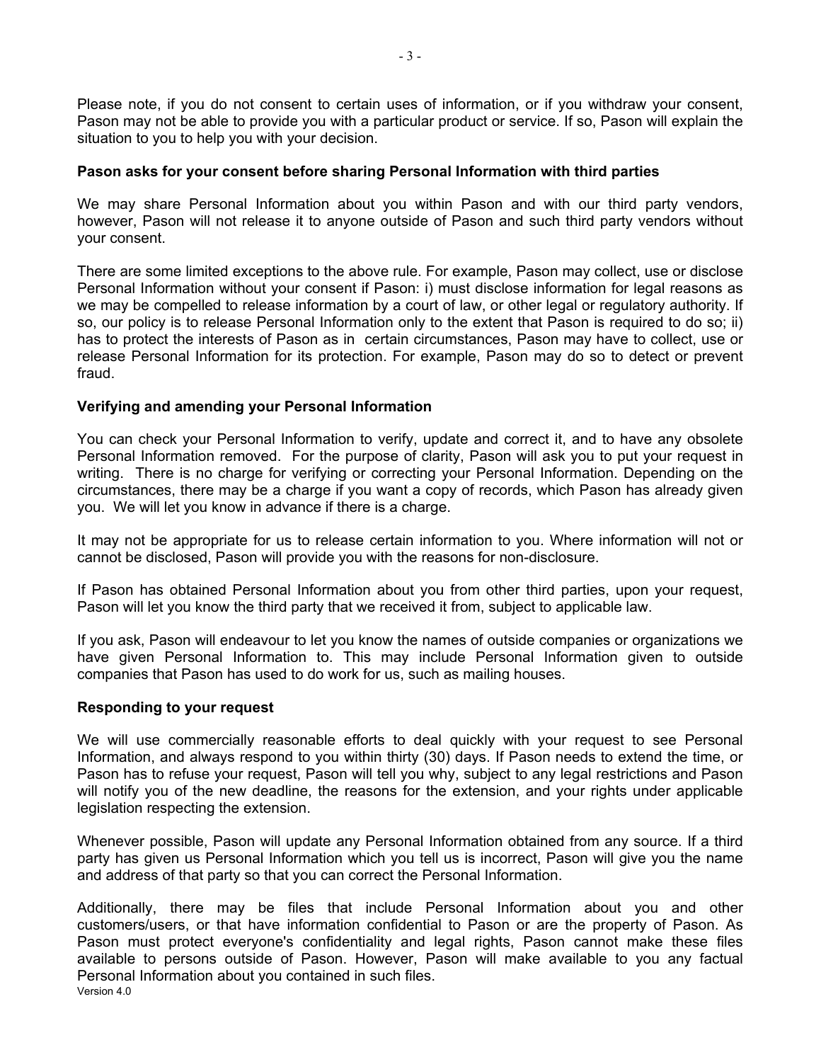Please note, if you do not consent to certain uses of information, or if you withdraw your consent, Pason may not be able to provide you with a particular product or service. If so, Pason will explain the situation to you to help you with your decision.

**Pason asks for your consent before sharing Personal Information with third parties**

We may share Personal Information about you within Pason and with our third party vendors, however, Pason will not release it to anyone outside of Pason and such third party vendors without your consent.

There are some limited exceptions to the above rule. For example, Pason may collect, use or disclose Personal Information without your consent if Pason: i) must disclose information for legal reasons as we may be compelled to release information by a court of law, or other legal or regulatory authority. If so, our policy is to release Personal Information only to the extent that Pason is required to do so; ii) has to protect the interests of Pason as in certain circumstances, Pason may have to collect, use or release Personal Information for its protection. For example, Pason may do so to detect or prevent fraud.

**Verifying and amending your Personal Information**

You can check your Personal Information to verify, update and correct it, and to have any obsolete Personal Information removed. For the purpose of clarity, Pason will ask you to put your request in writing. There is no charge for verifying or correcting your Personal Information. Depending on the circumstances, there may be a charge if you want a copy of records, which Pason has already given you. We will let you know in advance if there is a charge.

It may not be appropriate for us to release certain information to you. Where information will not or cannot be disclosed, Pason will provide you with the reasons for non-disclosure.

If Pason has obtained Personal Information about you from other third parties, upon your request, Pason will let you know the third party that we received it from, subject to applicable law.

If you ask, Pason will endeavour to let you know the names of outside companies or organizations we have given Personal Information to. This may include Personal Information given to outside companies that Pason has used to do work for us, such as mailing houses.

**Responding to your request**

We will use commercially reasonable efforts to deal quickly with your request to see Personal Information, and always respond to you within thirty (30) days. If Pason needs to extend the time, or Pason has to refuse your request, Pason will tell you why, subject to any legal restrictions and Pason will notify you of the new deadline, the reasons for the extension, and your rights under applicable legislation respecting the extension.

Whenever possible, Pason will update any Personal Information obtained from any source. If a third party has given us Personal Information which you tell us is incorrect, Pason will give you the name and address of that party so that you can correct the Personal Information.

Additionally, there may be files that include Personal Information about you and other customers/users, or that have information confidential to Pason or are the property of Pason. As Pason must protect everyone's confidentiality and legal rights, Pason cannot make these files available to persons outside of Pason. However, Pason will make available to you any factual Personal Information about you contained in such files.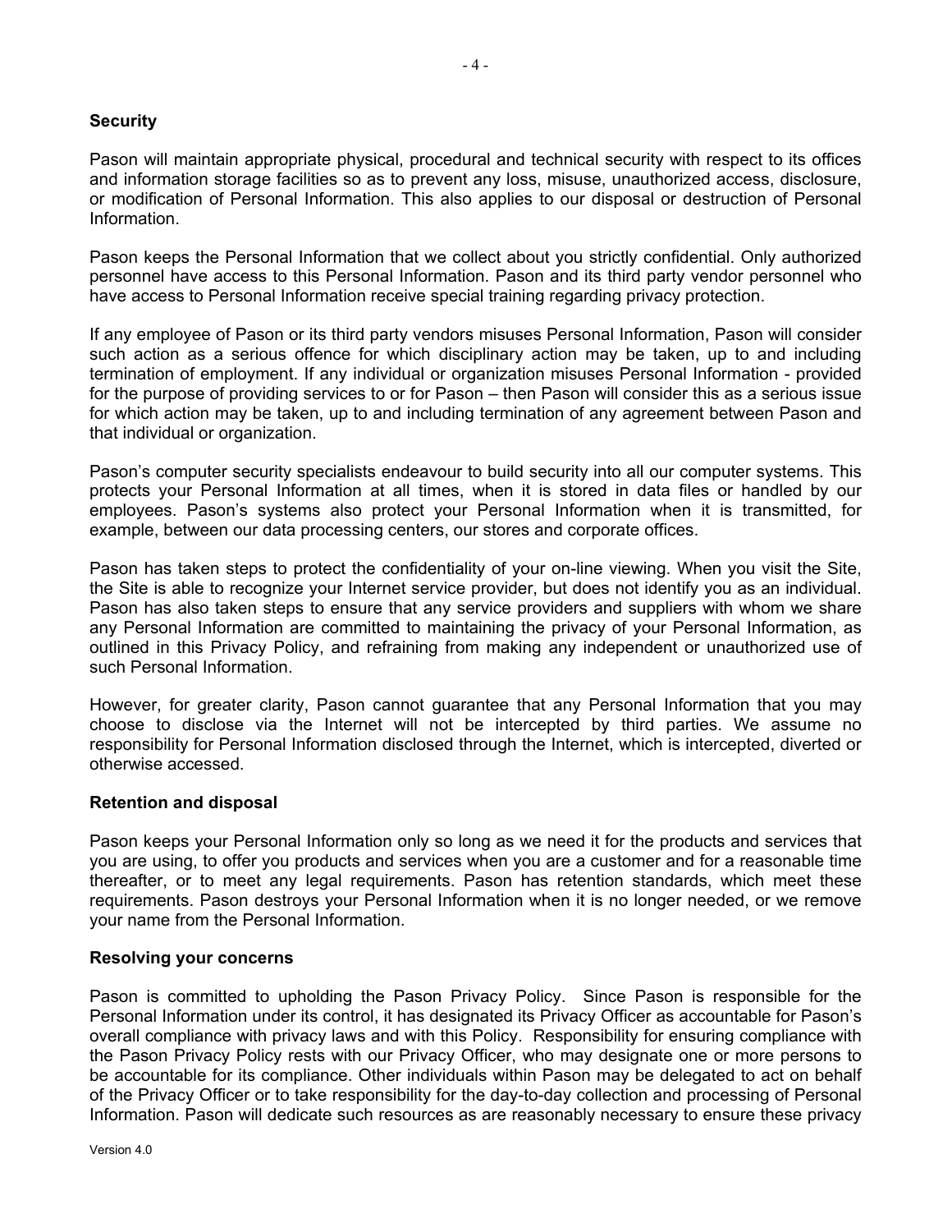## Security

Pason will maintain appropriate physical, procedural and technical security with respect to its offices and information storage facilities so as to prevent any loss, misuse, unauthorized access, disclosure, or modification of Personal Information. This also applies to our disposal or destruction of Personal Information.

Pason keeps the Personal Information that we collect about you strictly confidential. Only authorized personnel have access to this Personal Information. Pason and its third party vendor personnel who have access to Personal Information receive special training regarding privacy protection.

If any employee of Pason or its third party vendors misuses Personal Information, Pason will consider such action as a serious offence for which disciplinary action may be taken, up to and including termination of employment. If any individual or organization misuses Personal Information - provided for the purpose of providing services to or for Pason – then Pason will consider this as a serious issue for which action may be taken, up to and including termination of any agreement between Pason and that individual or organization.

Pason's computer security specialists endeavour to build security into all our computer systems. This protects your Personal Information at all times, when it is stored in data files or handled by our employees. Pason's systems also protect your Personal Information when it is transmitted, for example, between our data processing centers, our stores and corporate offices.

Pason has taken steps to protect the confidentiality of your on-line viewing. When you visit the Site, the Site is able to recognize your Internet service provider, but does not identify you as an individual. Pason has also taken steps to ensure that any service providers and suppliers with whom we share any Personal Information are committed to maintaining the privacy of your Personal Information, as outlined in this Privacy Policy, and refraining from making any independent or unauthorized use of such Personal Information.

However, for greater clarity, Pason cannot guarantee that any Personal Information that you may choose to disclose via the Internet will not be intercepted by third parties. We assume no responsibility for Personal Information disclosed through the Internet, which is intercepted, diverted or otherwise accessed.

## Retention and disposal

Pason keeps your Personal Information only so long as we need it for the products and services that you are using, to offer you products and services when you are a customer and for a reasonable time thereafter, or to meet any legal requirements. Pason has retention standards, which meet these requirements. Pason destroys your Personal Information when it is no longer needed, or we remove your name from the Personal Information.

## Resolving your concerns

Pason is committed to upholding the Pason Privacy Policy. Since Pason is responsible for the Personal Information under its control, it has designated its Privacy Officer as accountable for Pason's overall compliance with privacy laws and with this Policy. Responsibility for ensuring compliance with the Pason Privacy Policy rests with our Privacy Officer, who may designate one or more persons to be accountable for its compliance. Other individuals within Pason may be delegated to act on behalf of the Privacy Officer or to take responsibility for the day-to-day collection and processing of Personal Information. Pason will dedicate such resources as are reasonably necessary to ensure these privacy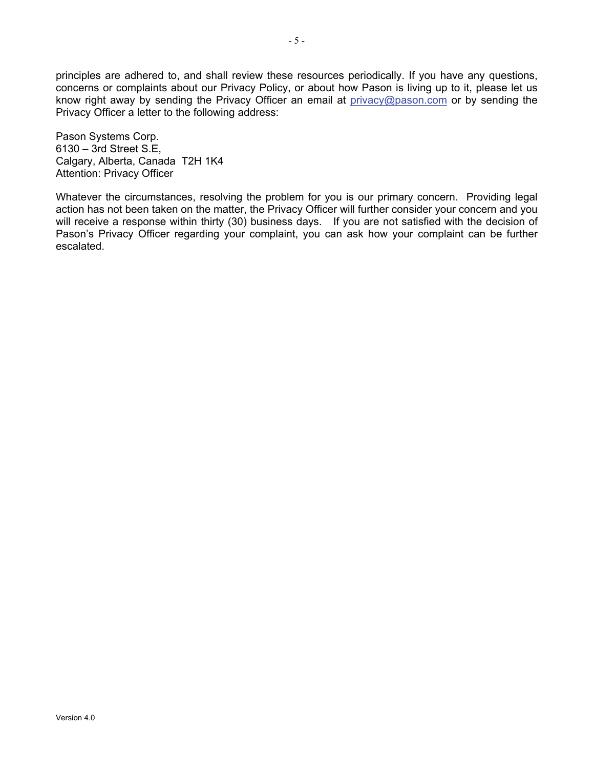principles are adhered to, and shall review these resources periodically. If you have any questions, concerns or complaints about our Privacy Policy, or about how Pason is living up to it, please let us know right away by sending the Privacy Officer an email at privacy@pason.com or by sending the Privacy Officer a letter to the following address:

Pason Systems Corp.
6130 – 3rd Street S.E,
Calgary, Alberta, Canada  T2H 1K4
Attention: Privacy Officer

Whatever the circumstances, resolving the problem for you is our primary concern. Providing legal action has not been taken on the matter, the Privacy Officer will further consider your concern and you will receive a response within thirty (30) business days. If you are not satisfied with the decision of Pason's Privacy Officer regarding your complaint, you can ask how your complaint can be further escalated.